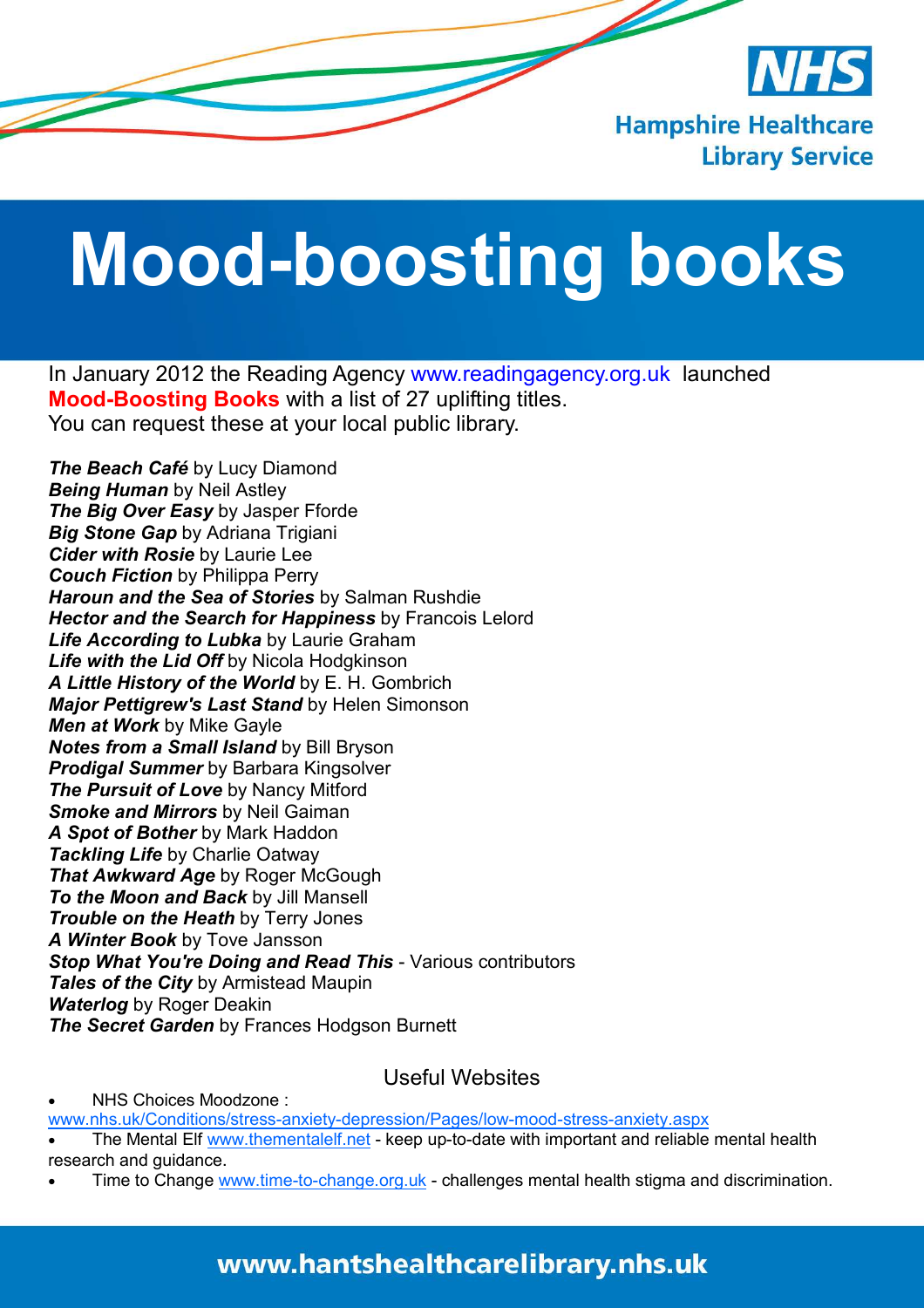NHS

Hampshire Healthcare Library Service

# Mood-boosting books

In January 2012 the Reading Agency www.readingagency.org.uk launched **Mood-Boosting Books** with a list of 27 uplifting titles.
You can request these at your local public library.

***The Beach Café*** by Lucy Diamond
***Being Human*** by Neil Astley
***The Big Over Easy*** by Jasper Fforde
***Big Stone Gap*** by Adriana Trigiani
***Cider with Rosie*** by Laurie Lee
***Couch Fiction*** by Philippa Perry
***Haroun and the Sea of Stories*** by Salman Rushdie
***Hector and the Search for Happiness*** by Francois Lelord
***Life According to Lubka*** by Laurie Graham
***Life with the Lid Off*** by Nicola Hodgkinson
***A Little History of the World*** by E. H. Gombrich
***Major Pettigrew's Last Stand*** by Helen Simonson
***Men at Work*** by Mike Gayle
***Notes from a Small Island*** by Bill Bryson
***Prodigal Summer*** by Barbara Kingsolver
***The Pursuit of Love*** by Nancy Mitford
***Smoke and Mirrors*** by Neil Gaiman
***A Spot of Bother*** by Mark Haddon
***Tackling Life*** by Charlie Oatway
***That Awkward Age*** by Roger McGough
***To the Moon and Back*** by Jill Mansell
***Trouble on the Heath*** by Terry Jones
***A Winter Book*** by Tove Jansson
***Stop What You're Doing and Read This*** - Various contributors
***Tales of the City*** by Armistead Maupin
***Waterlog*** by Roger Deakin
***The Secret Garden*** by Frances Hodgson Burnett

## Useful Websites

- NHS Choices Moodzone : www.nhs.uk/Conditions/stress-anxiety-depression/Pages/low-mood-stress-anxiety.aspx
- The Mental Elf www.thementalelf.net - keep up-to-date with important and reliable mental health research and guidance.
- Time to Change www.time-to-change.org.uk - challenges mental health stigma and discrimination.

www.hantshealthcarelibrary.nhs.uk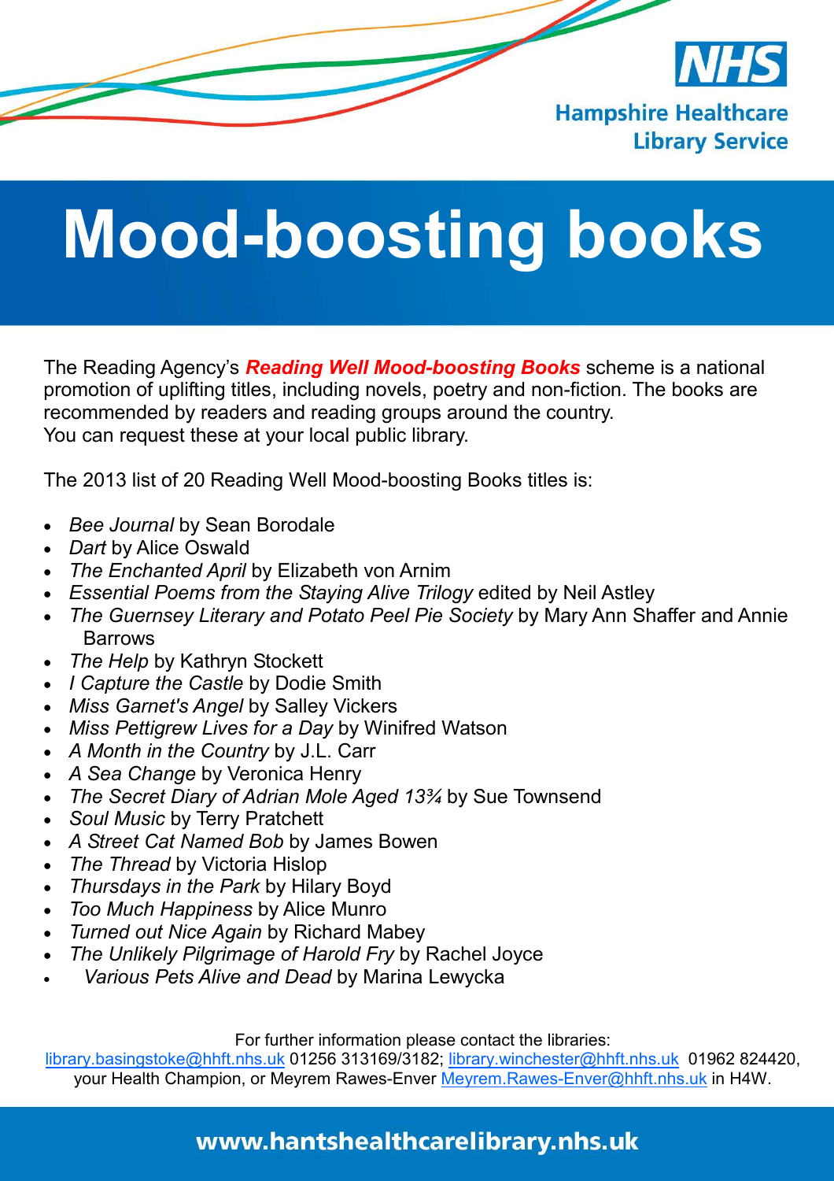NHS

Hampshire Healthcare Library Service

# Mood-boosting books

The Reading Agency's ***Reading Well Mood-boosting Books*** scheme is a national promotion of uplifting titles, including novels, poetry and non-fiction. The books are recommended by readers and reading groups around the country.
You can request these at your local public library.

The 2013 list of 20 Reading Well Mood-boosting Books titles is:

- *Bee Journal* by Sean Borodale
- *Dart* by Alice Oswald
- *The Enchanted April* by Elizabeth von Arnim
- *Essential Poems from the Staying Alive Trilogy* edited by Neil Astley
- *The Guernsey Literary and Potato Peel Pie Society* by Mary Ann Shaffer and Annie Barrows
- *The Help* by Kathryn Stockett
- *I Capture the Castle* by Dodie Smith
- *Miss Garnet's Angel* by Salley Vickers
- *Miss Pettigrew Lives for a Day* by Winifred Watson
- *A Month in the Country* by J.L. Carr
- *A Sea Change* by Veronica Henry
- *The Secret Diary of Adrian Mole Aged 13¾* by Sue Townsend
- *Soul Music* by Terry Pratchett
- *A Street Cat Named Bob* by James Bowen
- *The Thread* by Victoria Hislop
- *Thursdays in the Park* by Hilary Boyd
- *Too Much Happiness* by Alice Munro
- *Turned out Nice Again* by Richard Mabey
- *The Unlikely Pilgrimage of Harold Fry* by Rachel Joyce
- *Various Pets Alive and Dead* by Marina Lewycka

For further information please contact the libraries:
library.basingstoke@hhft.nhs.uk 01256 313169/3182; library.winchester@hhft.nhs.uk 01962 824420, your Health Champion, or Meyrem Rawes-Enver Meyrem.Rawes-Enver@hhft.nhs.uk in H4W.

www.hantshealthcarelibrary.nhs.uk